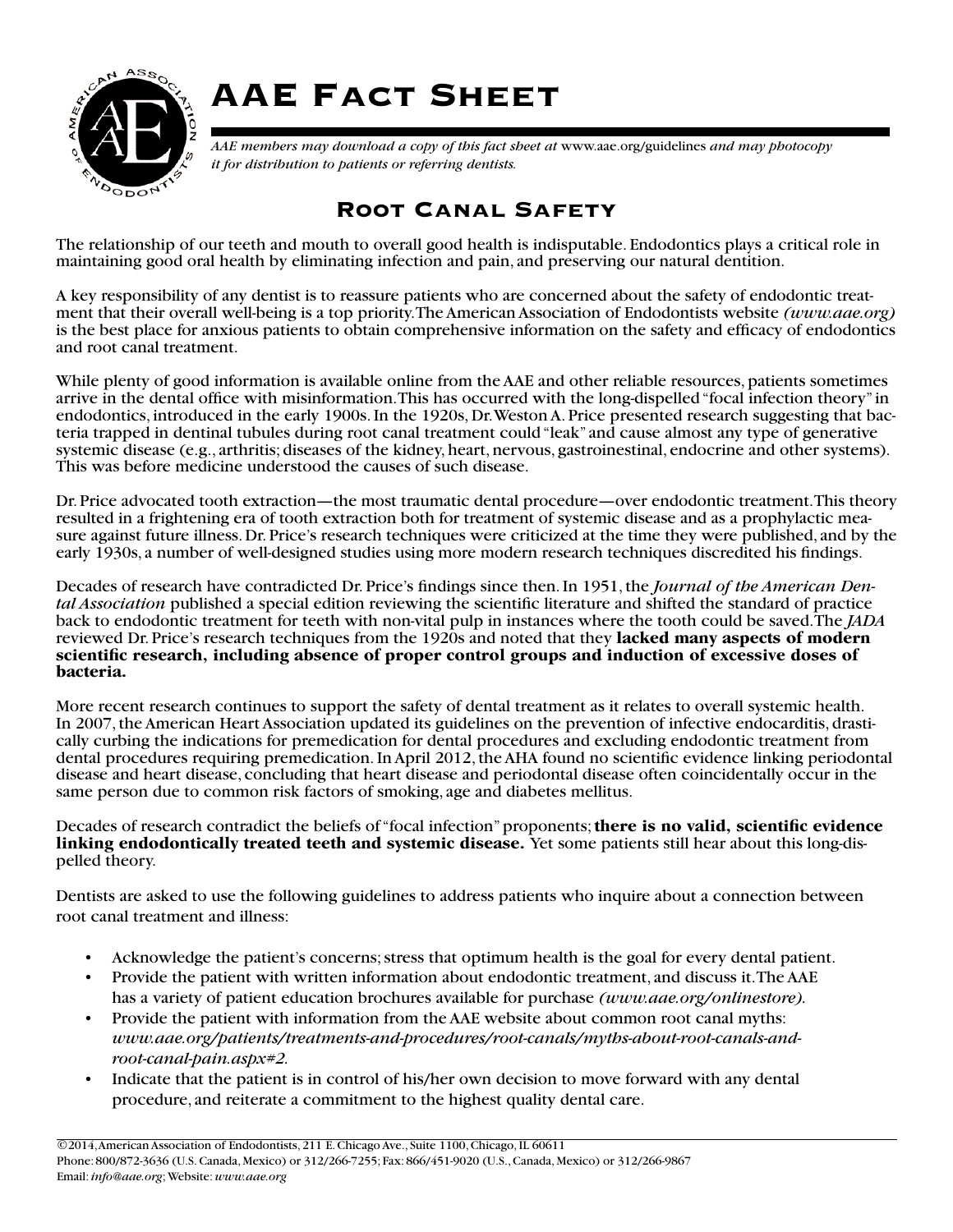# AAE Fact Sheet

*AAE members may download a copy of this fact sheet at* www.aae.org/guidelines *and may photocopy it for distribution to patients or referring dentists.*

## Root Canal Safety

The relationship of our teeth and mouth to overall good health is indisputable. Endodontics plays a critical role in maintaining good oral health by eliminating infection and pain, and preserving our natural dentition.

A key responsibility of any dentist is to reassure patients who are concerned about the safety of endodontic treatment that their overall well-being is a top priority. The American Association of Endodontists website *(www.aae.org)* is the best place for anxious patients to obtain comprehensive information on the safety and efficacy of endodontics and root canal treatment.

While plenty of good information is available online from the AAE and other reliable resources, patients sometimes arrive in the dental office with misinformation. This has occurred with the long-dispelled "focal infection theory" in endodontics, introduced in the early 1900s. In the 1920s, Dr. Weston A. Price presented research suggesting that bacteria trapped in dentinal tubules during root canal treatment could "leak" and cause almost any type of generative systemic disease (e.g., arthritis; diseases of the kidney, heart, nervous, gastroinestinal, endocrine and other systems). This was before medicine understood the causes of such disease.

Dr. Price advocated tooth extraction—the most traumatic dental procedure—over endodontic treatment. This theory resulted in a frightening era of tooth extraction both for treatment of systemic disease and as a prophylactic measure against future illness. Dr. Price's research techniques were criticized at the time they were published, and by the early 1930s, a number of well-designed studies using more modern research techniques discredited his findings.

Decades of research have contradicted Dr. Price's findings since then. In 1951, the *Journal of the American Dental Association* published a special edition reviewing the scientific literature and shifted the standard of practice back to endodontic treatment for teeth with non-vital pulp in instances where the tooth could be saved. The *JADA* reviewed Dr. Price's research techniques from the 1920s and noted that they **lacked many aspects of modern scientific research, including absence of proper control groups and induction of excessive doses of bacteria.**

More recent research continues to support the safety of dental treatment as it relates to overall systemic health. In 2007, the American Heart Association updated its guidelines on the prevention of infective endocarditis, drastically curbing the indications for premedication for dental procedures and excluding endodontic treatment from dental procedures requiring premedication. In April 2012, the AHA found no scientific evidence linking periodontal disease and heart disease, concluding that heart disease and periodontal disease often coincidentally occur in the same person due to common risk factors of smoking, age and diabetes mellitus.

Decades of research contradict the beliefs of "focal infection" proponents; **there is no valid, scientific evidence linking endodontically treated teeth and systemic disease.** Yet some patients still hear about this long-dispelled theory.

Dentists are asked to use the following guidelines to address patients who inquire about a connection between root canal treatment and illness:

- Acknowledge the patient's concerns; stress that optimum health is the goal for every dental patient.
- Provide the patient with written information about endodontic treatment, and discuss it. The AAE has a variety of patient education brochures available for purchase *(www.aae.org/onlinestore).*
- Provide the patient with information from the AAE website about common root canal myths: *www.aae.org/patients/treatments-and-procedures/root-canals/myths-about-root-canals-and-root-canal-pain.aspx#2.*
- Indicate that the patient is in control of his/her own decision to move forward with any dental procedure, and reiterate a commitment to the highest quality dental care.

©2014, American Association of Endodontists, 211 E. Chicago Ave., Suite 1100, Chicago, IL 60611
Phone: 800/872-3636 (U.S. Canada, Mexico) or 312/266-7255; Fax: 866/451-9020 (U.S., Canada, Mexico) or 312/266-9867
Email: *info@aae.org*; Website: *www.aae.org*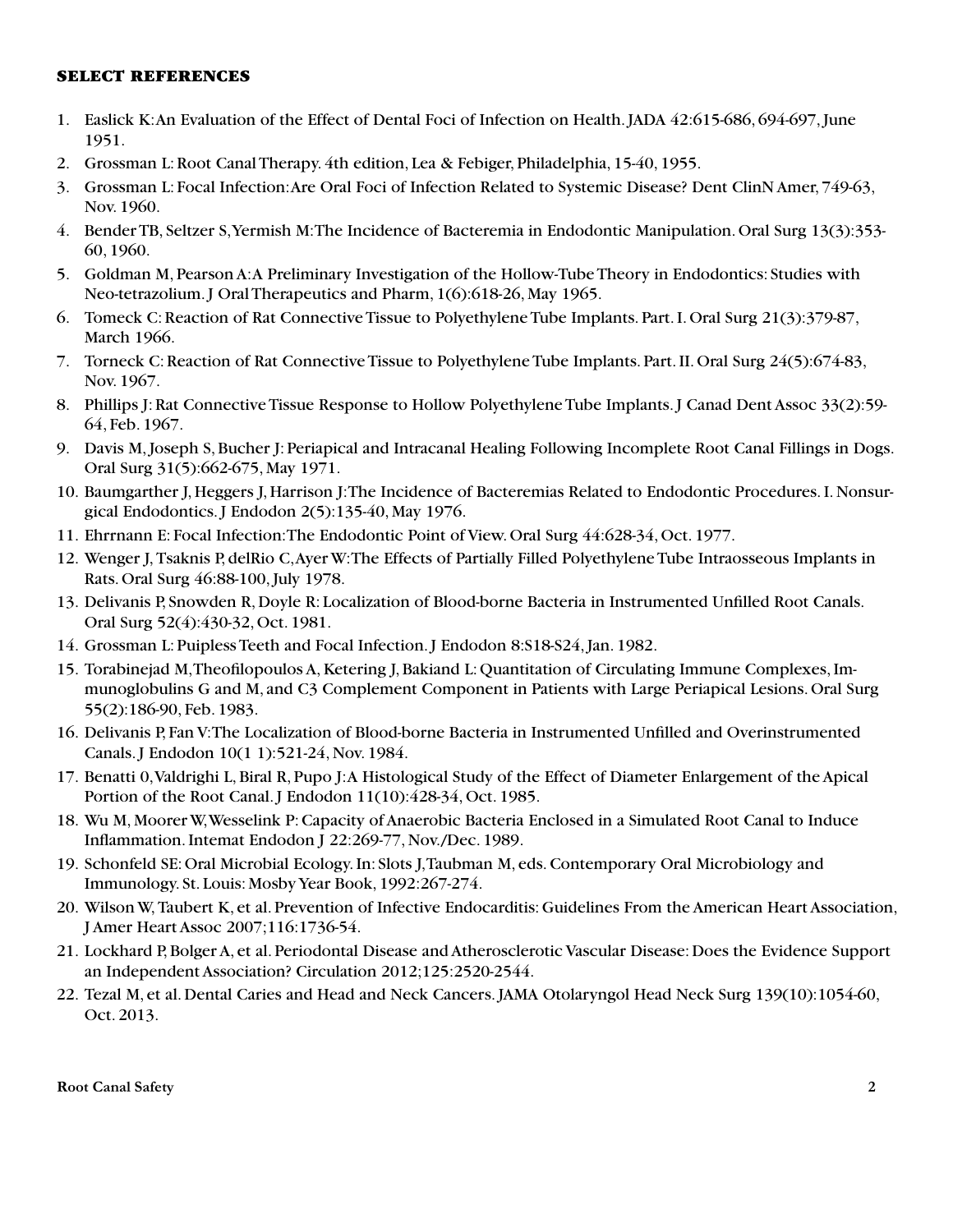## SELECT REFERENCES

1. Easlick K: An Evaluation of the Effect of Dental Foci of Infection on Health. JADA 42:615-686, 694-697, June 1951.
2. Grossman L: Root Canal Therapy. 4th edition, Lea & Febiger, Philadelphia, 15-40, 1955.
3. Grossman L: Focal Infection: Are Oral Foci of Infection Related to Systemic Disease? Dent ClinN Amer, 749-63, Nov. 1960.
4. Bender TB, Seltzer S, Yermish M: The Incidence of Bacteremia in Endodontic Manipulation. Oral Surg 13(3):353-60, 1960.
5. Goldman M, Pearson A: A Preliminary Investigation of the Hollow-Tube Theory in Endodontics: Studies with Neo-tetrazolium. J Oral Therapeutics and Pharm, 1(6):618-26, May 1965.
6. Tomeck C: Reaction of Rat Connective Tissue to Polyethylene Tube Implants. Part. I. Oral Surg 21(3):379-87, March 1966.
7. Torneck C: Reaction of Rat Connective Tissue to Polyethylene Tube Implants. Part. II. Oral Surg 24(5):674-83, Nov. 1967.
8. Phillips J: Rat Connective Tissue Response to Hollow Polyethylene Tube Implants. J Canad Dent Assoc 33(2):59-64, Feb. 1967.
9. Davis M, Joseph S, Bucher J: Periapical and Intracanal Healing Following Incomplete Root Canal Fillings in Dogs. Oral Surg 31(5):662-675, May 1971.
10. Baumgarther J, Heggers J, Harrison J: The Incidence of Bacteremias Related to Endodontic Procedures. I. Nonsurgical Endodontics. J Endodon 2(5):135-40, May 1976.
11. Ehrrnann E: Focal Infection: The Endodontic Point of View. Oral Surg 44:628-34, Oct. 1977.
12. Wenger J, Tsaknis P, delRio C, Ayer W: The Effects of Partially Filled Polyethylene Tube Intraosseous Implants in Rats. Oral Surg 46:88-100, July 1978.
13. Delivanis P, Snowden R, Doyle R: Localization of Blood-borne Bacteria in Instrumented Unfilled Root Canals. Oral Surg 52(4):430-32, Oct. 1981.
14. Grossman L: Puipless Teeth and Focal Infection. J Endodon 8:S18-S24, Jan. 1982.
15. Torabinejad M, Theofilopoulos A, Ketering J, Bakiand L: Quantitation of Circulating Immune Complexes, Immunoglobulins G and M, and C3 Complement Component in Patients with Large Periapical Lesions. Oral Surg 55(2):186-90, Feb. 1983.
16. Delivanis P, Fan V: The Localization of Blood-borne Bacteria in Instrumented Unfilled and Overinstrumented Canals. J Endodon 10(1 1):521-24, Nov. 1984.
17. Benatti 0, Valdrighi L, Biral R, Pupo J: A Histological Study of the Effect of Diameter Enlargement of the Apical Portion of the Root Canal. J Endodon 11(10):428-34, Oct. 1985.
18. Wu M, Moorer W, Wesselink P: Capacity of Anaerobic Bacteria Enclosed in a Simulated Root Canal to Induce Inflammation. Intemat Endodon J 22:269-77, Nov./Dec. 1989.
19. Schonfeld SE: Oral Microbial Ecology. In: Slots J, Taubman M, eds. Contemporary Oral Microbiology and Immunology. St. Louis: Mosby Year Book, 1992:267-274.
20. Wilson W, Taubert K, et al. Prevention of Infective Endocarditis: Guidelines From the American Heart Association, J Amer Heart Assoc 2007;116:1736-54.
21. Lockhard P, Bolger A, et al. Periodontal Disease and Atherosclerotic Vascular Disease: Does the Evidence Support an Independent Association? Circulation 2012;125:2520-2544.
22. Tezal M, et al. Dental Caries and Head and Neck Cancers. JAMA Otolaryngol Head Neck Surg 139(10):1054-60, Oct. 2013.